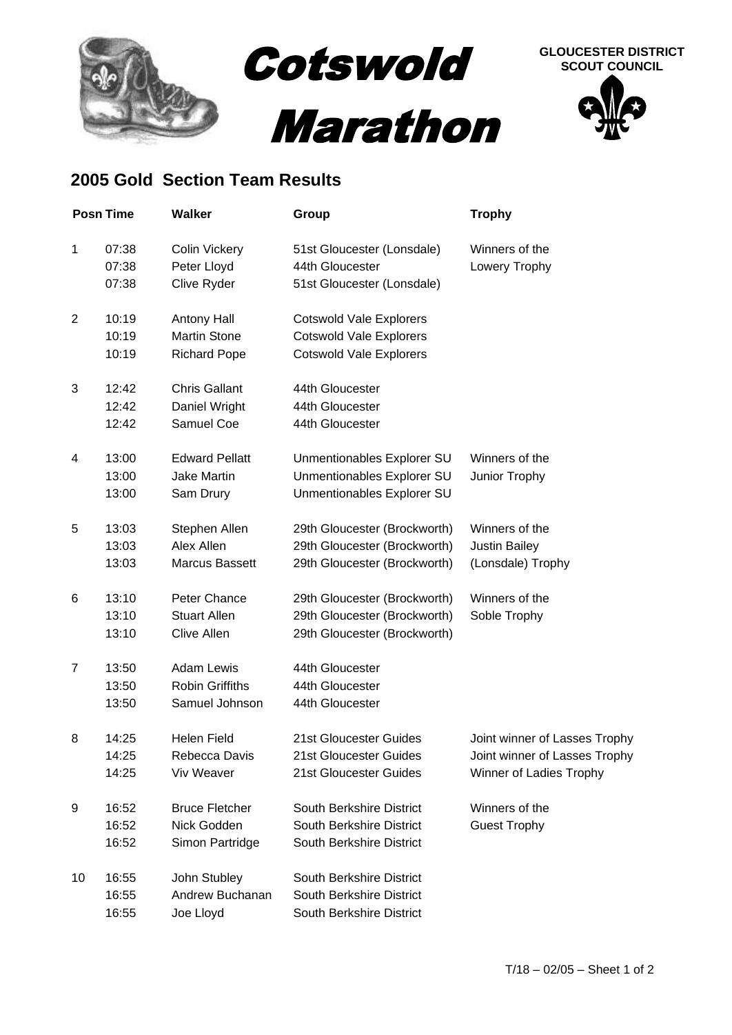# Cotswold Marathon

GLOUCESTER DISTRICT SCOUT COUNCIL

## 2005 Gold Section Team Results

| Posn | Time | Walker | Group | Trophy |
|---|---|---|---|---|
| 1 | 07:38 | Colin Vickery | 51st Gloucester (Lonsdale) | Winners of the |
| | 07:38 | Peter Lloyd | 44th Gloucester | Lowery Trophy |
| | 07:38 | Clive Ryder | 51st Gloucester (Lonsdale) | |
| 2 | 10:19 | Antony Hall | Cotswold Vale Explorers | |
| | 10:19 | Martin Stone | Cotswold Vale Explorers | |
| | 10:19 | Richard Pope | Cotswold Vale Explorers | |
| 3 | 12:42 | Chris Gallant | 44th Gloucester | |
| | 12:42 | Daniel Wright | 44th Gloucester | |
| | 12:42 | Samuel Coe | 44th Gloucester | |
| 4 | 13:00 | Edward Pellatt | Unmentionables Explorer SU | Winners of the |
| | 13:00 | Jake Martin | Unmentionables Explorer SU | Junior Trophy |
| | 13:00 | Sam Drury | Unmentionables Explorer SU | |
| 5 | 13:03 | Stephen Allen | 29th Gloucester (Brockworth) | Winners of the |
| | 13:03 | Alex Allen | 29th Gloucester (Brockworth) | Justin Bailey |
| | 13:03 | Marcus Bassett | 29th Gloucester (Brockworth) | (Lonsdale) Trophy |
| 6 | 13:10 | Peter Chance | 29th Gloucester (Brockworth) | Winners of the |
| | 13:10 | Stuart Allen | 29th Gloucester (Brockworth) | Soble Trophy |
| | 13:10 | Clive Allen | 29th Gloucester (Brockworth) | |
| 7 | 13:50 | Adam Lewis | 44th Gloucester | |
| | 13:50 | Robin Griffiths | 44th Gloucester | |
| | 13:50 | Samuel Johnson | 44th Gloucester | |
| 8 | 14:25 | Helen Field | 21st Gloucester Guides | Joint winner of Lasses Trophy |
| | 14:25 | Rebecca Davis | 21st Gloucester Guides | Joint winner of Lasses Trophy |
| | 14:25 | Viv Weaver | 21st Gloucester Guides | Winner of Ladies Trophy |
| 9 | 16:52 | Bruce Fletcher | South Berkshire District | Winners of the |
| | 16:52 | Nick Godden | South Berkshire District | Guest Trophy |
| | 16:52 | Simon Partridge | South Berkshire District | |
| 10 | 16:55 | John Stubley | South Berkshire District | |
| | 16:55 | Andrew Buchanan | South Berkshire District | |
| | 16:55 | Joe Lloyd | South Berkshire District | |

T/18 – 02/05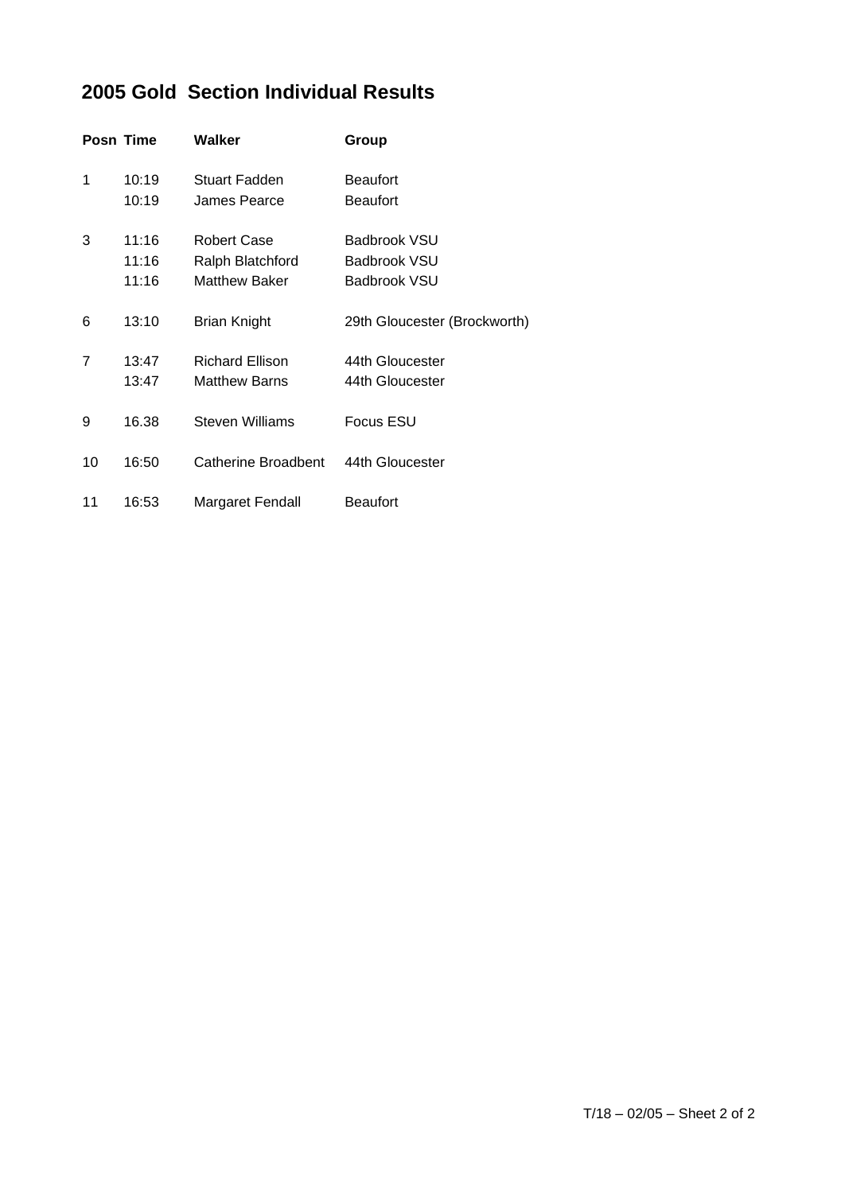## 2005 Gold  Section Individual Results

| Posn | Time | Walker | Group |
|---|---|---|---|
| 1 | 10:19 | Stuart Fadden | Beaufort |
| | 10:19 | James Pearce | Beaufort |
| 3 | 11:16 | Robert Case | Badbrook VSU |
| | 11:16 | Ralph Blatchford | Badbrook VSU |
| | 11:16 | Matthew Baker | Badbrook VSU |
| 6 | 13:10 | Brian Knight | 29th Gloucester (Brockworth) |
| 7 | 13:47 | Richard Ellison | 44th Gloucester |
| | 13:47 | Matthew Barns | 44th Gloucester |
| 9 | 16.38 | Steven Williams | Focus ESU |
| 10 | 16:50 | Catherine Broadbent | 44th Gloucester |
| 11 | 16:53 | Margaret Fendall | Beaufort |

T/18 – 02/05 – Sheet 2 of 2